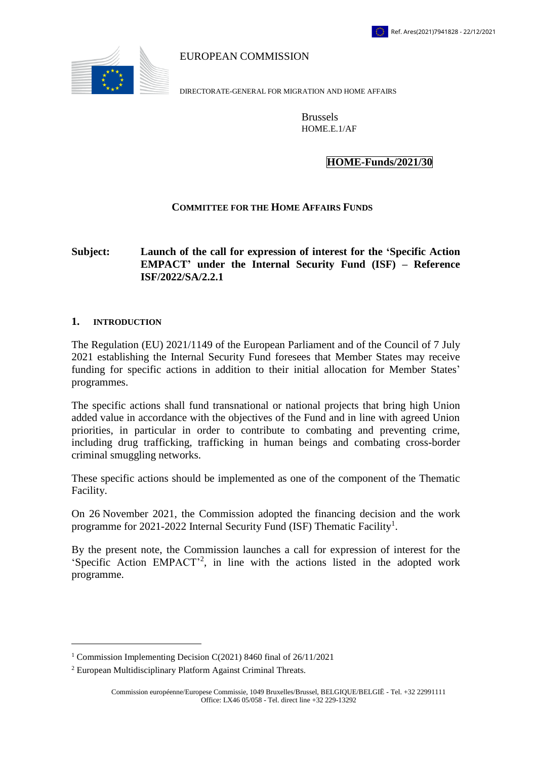Ref. Ares(2021)7941828 - 22/12/2021

EUROPEAN COMMISSION

DIRECTORATE-GENERAL FOR MIGRATION AND HOME AFFAIRS

Brussels
HOME.E.1/AF

**HOME-Funds/2021/30**

**COMMITTEE FOR THE HOME AFFAIRS FUNDS**

**Subject: Launch of the call for expression of interest for the 'Specific Action EMPACT' under the Internal Security Fund (ISF) – Reference ISF/2022/SA/2.2.1**

## 1. INTRODUCTION

The Regulation (EU) 2021/1149 of the European Parliament and of the Council of 7 July 2021 establishing the Internal Security Fund foresees that Member States may receive funding for specific actions in addition to their initial allocation for Member States' programmes.

The specific actions shall fund transnational or national projects that bring high Union added value in accordance with the objectives of the Fund and in line with agreed Union priorities, in particular in order to contribute to combating and preventing crime, including drug trafficking, trafficking in human beings and combating cross-border criminal smuggling networks.

These specific actions should be implemented as one of the component of the Thematic Facility.

On 26 November 2021, the Commission adopted the financing decision and the work programme for 2021-2022 Internal Security Fund (ISF) Thematic Facility[1].

By the present note, the Commission launches a call for expression of interest for the 'Specific Action EMPACT'[2], in line with the actions listed in the adopted work programme.

[1] Commission Implementing Decision C(2021) 8460 final of 26/11/2021

[2] European Multidisciplinary Platform Against Criminal Threats.

Commission européenne/Europese Commissie, 1049 Bruxelles/Brussel, BELGIQUE/BELGIË - Tel. +32 22991111
Office: LX46 05/058 - Tel. direct line +32 229-13292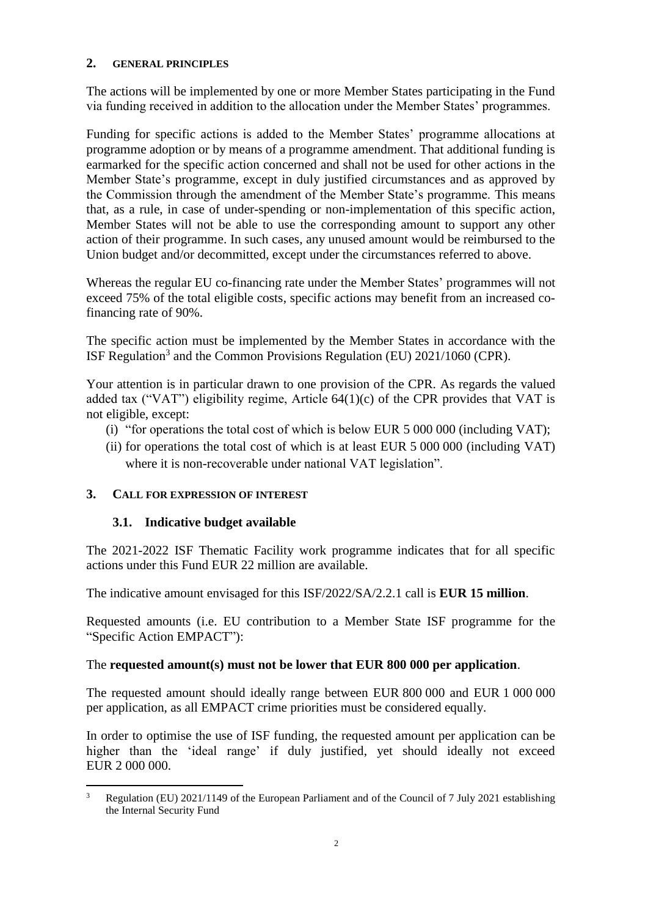## 2. GENERAL PRINCIPLES

The actions will be implemented by one or more Member States participating in the Fund via funding received in addition to the allocation under the Member States' programmes.

Funding for specific actions is added to the Member States' programme allocations at programme adoption or by means of a programme amendment. That additional funding is earmarked for the specific action concerned and shall not be used for other actions in the Member State's programme, except in duly justified circumstances and as approved by the Commission through the amendment of the Member State's programme. This means that, as a rule, in case of under-spending or non-implementation of this specific action, Member States will not be able to use the corresponding amount to support any other action of their programme. In such cases, any unused amount would be reimbursed to the Union budget and/or decommitted, except under the circumstances referred to above.

Whereas the regular EU co-financing rate under the Member States' programmes will not exceed 75% of the total eligible costs, specific actions may benefit from an increased co-financing rate of 90%.

The specific action must be implemented by the Member States in accordance with the ISF Regulation[3] and the Common Provisions Regulation (EU) 2021/1060 (CPR).

Your attention is in particular drawn to one provision of the CPR. As regards the valued added tax ("VAT") eligibility regime, Article 64(1)(c) of the CPR provides that VAT is not eligible, except:

(i) "for operations the total cost of which is below EUR 5 000 000 (including VAT);

(ii) for operations the total cost of which is at least EUR 5 000 000 (including VAT) where it is non-recoverable under national VAT legislation".

## 3. CALL FOR EXPRESSION OF INTEREST

### 3.1. Indicative budget available

The 2021-2022 ISF Thematic Facility work programme indicates that for all specific actions under this Fund EUR 22 million are available.

The indicative amount envisaged for this ISF/2022/SA/2.2.1 call is **EUR 15 million**.

Requested amounts (i.e. EU contribution to a Member State ISF programme for the "Specific Action EMPACT"):

The **requested amount(s) must not be lower that EUR 800 000 per application**.

The requested amount should ideally range between EUR 800 000 and EUR 1 000 000 per application, as all EMPACT crime priorities must be considered equally.

In order to optimise the use of ISF funding, the requested amount per application can be higher than the 'ideal range' if duly justified, yet should ideally not exceed EUR 2 000 000.

[3] Regulation (EU) 2021/1149 of the European Parliament and of the Council of 7 July 2021 establishing the Internal Security Fund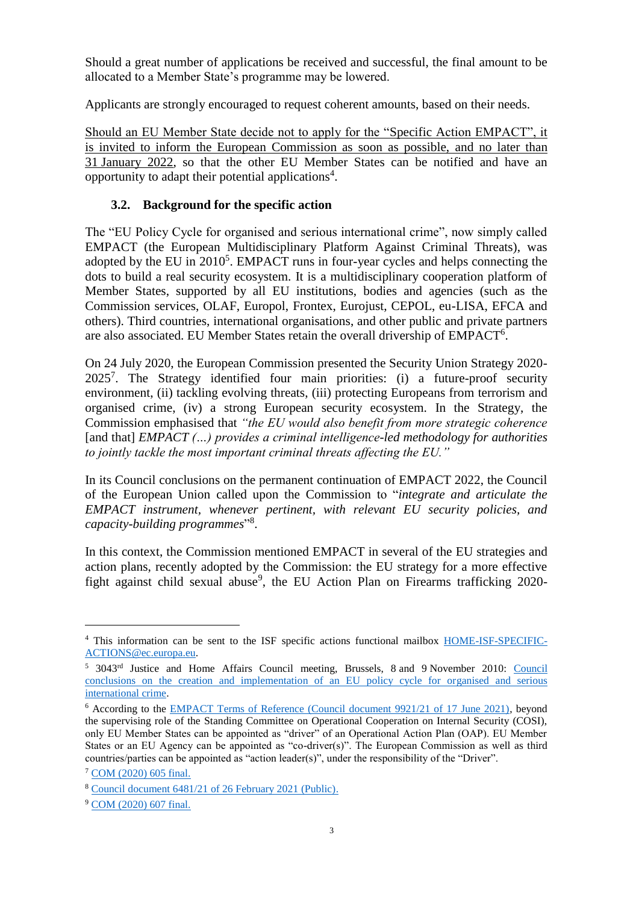Should a great number of applications be received and successful, the final amount to be allocated to a Member State's programme may be lowered.

Applicants are strongly encouraged to request coherent amounts, based on their needs.

Should an EU Member State decide not to apply for the "Specific Action EMPACT", it is invited to inform the European Commission as soon as possible, and no later than 31 January 2022, so that the other EU Member States can be notified and have an opportunity to adapt their potential applications[4].

### 3.2. Background for the specific action

The "EU Policy Cycle for organised and serious international crime", now simply called EMPACT (the European Multidisciplinary Platform Against Criminal Threats), was adopted by the EU in 2010[5]. EMPACT runs in four-year cycles and helps connecting the dots to build a real security ecosystem. It is a multidisciplinary cooperation platform of Member States, supported by all EU institutions, bodies and agencies (such as the Commission services, OLAF, Europol, Frontex, Eurojust, CEPOL, eu-LISA, EFCA and others). Third countries, international organisations, and other public and private partners are also associated. EU Member States retain the overall drivership of EMPACT[6].

On 24 July 2020, the European Commission presented the Security Union Strategy 2020-2025[7]. The Strategy identified four main priorities: (i) a future-proof security environment, (ii) tackling evolving threats, (iii) protecting Europeans from terrorism and organised crime, (iv) a strong European security ecosystem. In the Strategy, the Commission emphasised that *"the EU would also benefit from more strategic coherence* [and that] *EMPACT (…) provides a criminal intelligence-led methodology for authorities to jointly tackle the most important criminal threats affecting the EU."*

In its Council conclusions on the permanent continuation of EMPACT 2022, the Council of the European Union called upon the Commission to "*integrate and articulate the EMPACT instrument, whenever pertinent, with relevant EU security policies, and capacity-building programmes*"[8].

In this context, the Commission mentioned EMPACT in several of the EU strategies and action plans, recently adopted by the Commission: the EU strategy for a more effective fight against child sexual abuse[9], the EU Action Plan on Firearms trafficking 2020-

---

[4] This information can be sent to the ISF specific actions functional mailbox HOME-ISF-SPECIFIC-ACTIONS@ec.europa.eu.

[5] 3043rd Justice and Home Affairs Council meeting, Brussels, 8 and 9 November 2010: Council conclusions on the creation and implementation of an EU policy cycle for organised and serious international crime.

[6] According to the EMPACT Terms of Reference (Council document 9921/21 of 17 June 2021), beyond the supervising role of the Standing Committee on Operational Cooperation on Internal Security (COSI), only EU Member States can be appointed as "driver" of an Operational Action Plan (OAP). EU Member States or an EU Agency can be appointed as "co-driver(s)". The European Commission as well as third countries/parties can be appointed as "action leader(s)", under the responsibility of the "Driver".

[7] COM (2020) 605 final.

[8] Council document 6481/21 of 26 February 2021 (Public).

[9] COM (2020) 607 final.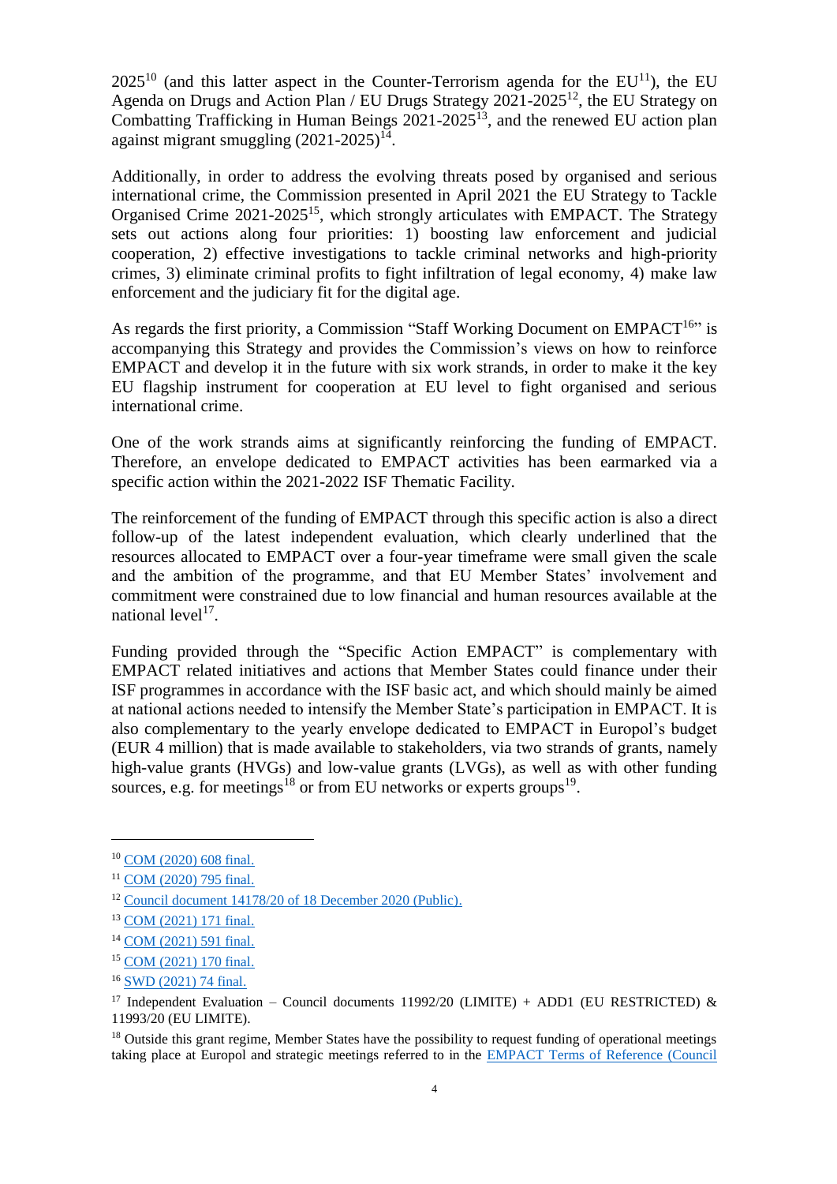2025[10] (and this latter aspect in the Counter-Terrorism agenda for the EU[11]), the EU Agenda on Drugs and Action Plan / EU Drugs Strategy 2021-2025[12], the EU Strategy on Combatting Trafficking in Human Beings 2021-2025[13], and the renewed EU action plan against migrant smuggling (2021-2025)[14].

Additionally, in order to address the evolving threats posed by organised and serious international crime, the Commission presented in April 2021 the EU Strategy to Tackle Organised Crime 2021-2025[15], which strongly articulates with EMPACT. The Strategy sets out actions along four priorities: 1) boosting law enforcement and judicial cooperation, 2) effective investigations to tackle criminal networks and high-priority crimes, 3) eliminate criminal profits to fight infiltration of legal economy, 4) make law enforcement and the judiciary fit for the digital age.

As regards the first priority, a Commission "Staff Working Document on EMPACT[16]" is accompanying this Strategy and provides the Commission's views on how to reinforce EMPACT and develop it in the future with six work strands, in order to make it the key EU flagship instrument for cooperation at EU level to fight organised and serious international crime.

One of the work strands aims at significantly reinforcing the funding of EMPACT. Therefore, an envelope dedicated to EMPACT activities has been earmarked via a specific action within the 2021-2022 ISF Thematic Facility.

The reinforcement of the funding of EMPACT through this specific action is also a direct follow-up of the latest independent evaluation, which clearly underlined that the resources allocated to EMPACT over a four-year timeframe were small given the scale and the ambition of the programme, and that EU Member States' involvement and commitment were constrained due to low financial and human resources available at the national level[17].

Funding provided through the "Specific Action EMPACT" is complementary with EMPACT related initiatives and actions that Member States could finance under their ISF programmes in accordance with the ISF basic act, and which should mainly be aimed at national actions needed to intensify the Member State's participation in EMPACT. It is also complementary to the yearly envelope dedicated to EMPACT in Europol's budget (EUR 4 million) that is made available to stakeholders, via two strands of grants, namely high-value grants (HVGs) and low-value grants (LVGs), as well as with other funding sources, e.g. for meetings[18] or from EU networks or experts groups[19].

---

[10] COM (2020) 608 final.

[11] COM (2020) 795 final.

[12] Council document 14178/20 of 18 December 2020 (Public).

[13] COM (2021) 171 final.

[14] COM (2021) 591 final.

[15] COM (2021) 170 final.

[16] SWD (2021) 74 final.

[17] Independent Evaluation – Council documents 11992/20 (LIMITE) + ADD1 (EU RESTRICTED) & 11993/20 (EU LIMITE).

[18] Outside this grant regime, Member States have the possibility to request funding of operational meetings taking place at Europol and strategic meetings referred to in the EMPACT Terms of Reference (Council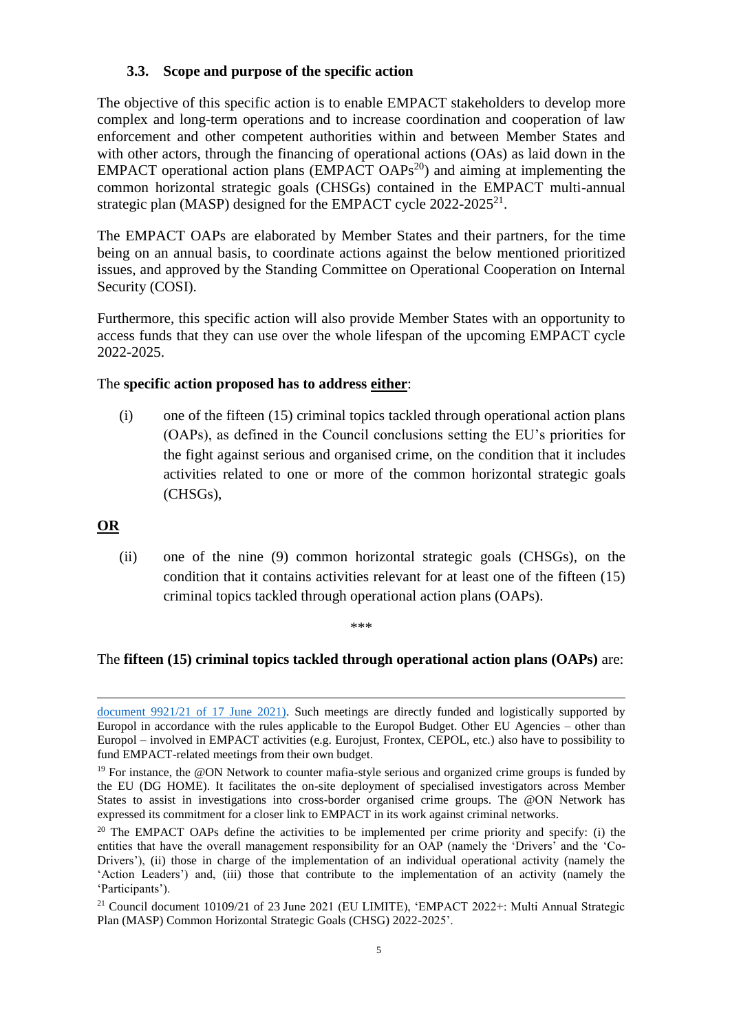### 3.3. Scope and purpose of the specific action

The objective of this specific action is to enable EMPACT stakeholders to develop more complex and long-term operations and to increase coordination and cooperation of law enforcement and other competent authorities within and between Member States and with other actors, through the financing of operational actions (OAs) as laid down in the EMPACT operational action plans (EMPACT OAPs[20]) and aiming at implementing the common horizontal strategic goals (CHSGs) contained in the EMPACT multi-annual strategic plan (MASP) designed for the EMPACT cycle 2022-2025[21].

The EMPACT OAPs are elaborated by Member States and their partners, for the time being on an annual basis, to coordinate actions against the below mentioned prioritized issues, and approved by the Standing Committee on Operational Cooperation on Internal Security (COSI).

Furthermore, this specific action will also provide Member States with an opportunity to access funds that they can use over the whole lifespan of the upcoming EMPACT cycle 2022-2025.

The **specific action proposed has to address <u>either</u>**:

(i) one of the fifteen (15) criminal topics tackled through operational action plans (OAPs), as defined in the Council conclusions setting the EU's priorities for the fight against serious and organised crime, on the condition that it includes activities related to one or more of the common horizontal strategic goals (CHSGs),

**<u>OR</u>**

(ii) one of the nine (9) common horizontal strategic goals (CHSGs), on the condition that it contains activities relevant for at least one of the fifteen (15) criminal topics tackled through operational action plans (OAPs).

\*\*\*

The **fifteen (15) criminal topics tackled through operational action plans (OAPs)** are:

---

document 9921/21 of 17 June 2021). Such meetings are directly funded and logistically supported by Europol in accordance with the rules applicable to the Europol Budget. Other EU Agencies – other than Europol – involved in EMPACT activities (e.g. Eurojust, Frontex, CEPOL, etc.) also have to possibility to fund EMPACT-related meetings from their own budget.

[19] For instance, the @ON Network to counter mafia-style serious and organized crime groups is funded by the EU (DG HOME). It facilitates the on-site deployment of specialised investigators across Member States to assist in investigations into cross-border organised crime groups. The @ON Network has expressed its commitment for a closer link to EMPACT in its work against criminal networks.

[20] The EMPACT OAPs define the activities to be implemented per crime priority and specify: (i) the entities that have the overall management responsibility for an OAP (namely the 'Drivers' and the 'Co-Drivers'), (ii) those in charge of the implementation of an individual operational activity (namely the 'Action Leaders') and, (iii) those that contribute to the implementation of an activity (namely the 'Participants').

[21] Council document 10109/21 of 23 June 2021 (EU LIMITE), 'EMPACT 2022+: Multi Annual Strategic Plan (MASP) Common Horizontal Strategic Goals (CHSG) 2022-2025'.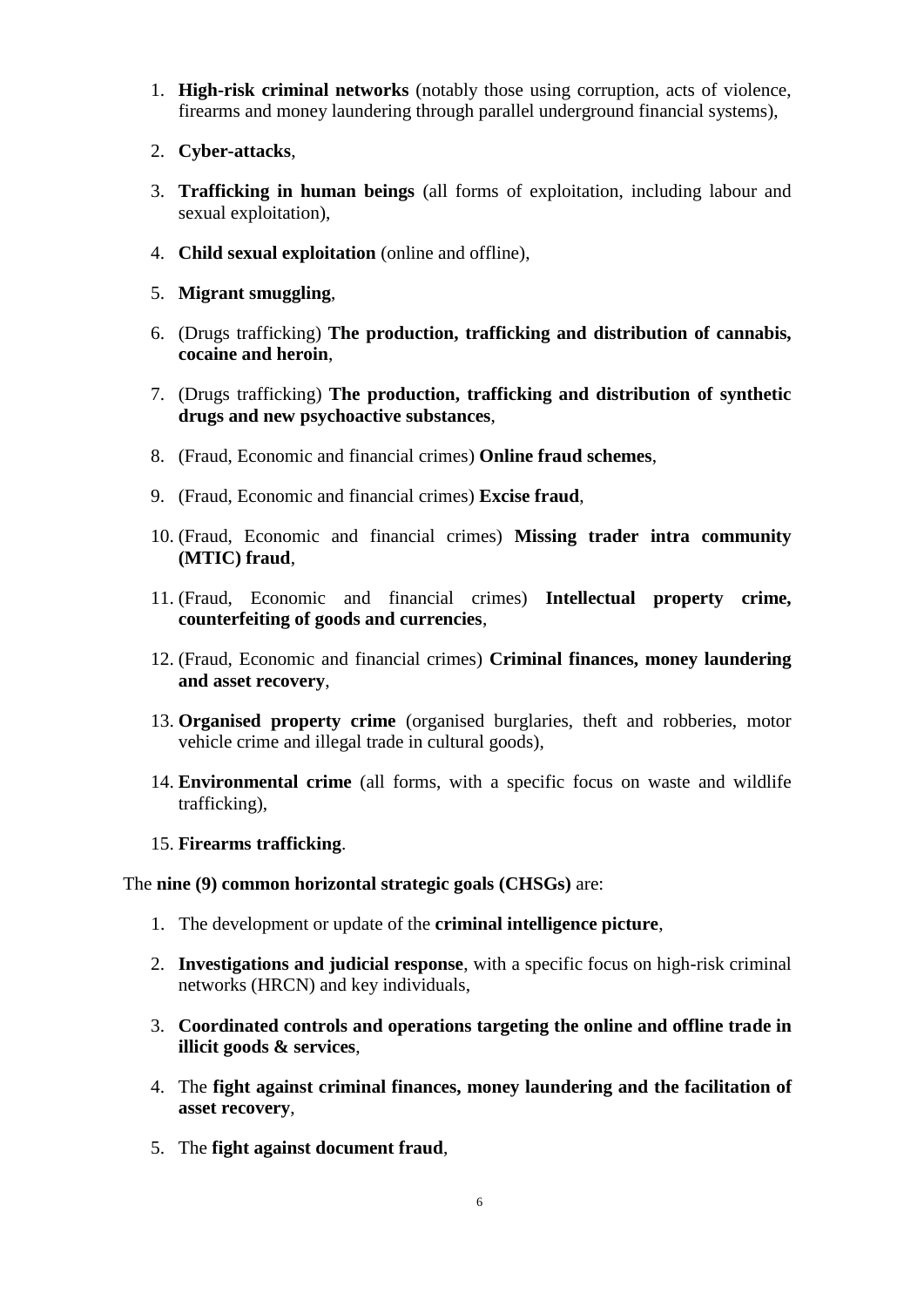1. **High-risk criminal networks** (notably those using corruption, acts of violence, firearms and money laundering through parallel underground financial systems),

2. **Cyber-attacks**,

3. **Trafficking in human beings** (all forms of exploitation, including labour and sexual exploitation),

4. **Child sexual exploitation** (online and offline),

5. **Migrant smuggling**,

6. (Drugs trafficking) **The production, trafficking and distribution of cannabis, cocaine and heroin**,

7. (Drugs trafficking) **The production, trafficking and distribution of synthetic drugs and new psychoactive substances**,

8. (Fraud, Economic and financial crimes) **Online fraud schemes**,

9. (Fraud, Economic and financial crimes) **Excise fraud**,

10. (Fraud, Economic and financial crimes) **Missing trader intra community (MTIC) fraud**,

11. (Fraud, Economic and financial crimes) **Intellectual property crime, counterfeiting of goods and currencies**,

12. (Fraud, Economic and financial crimes) **Criminal finances, money laundering and asset recovery**,

13. **Organised property crime** (organised burglaries, theft and robberies, motor vehicle crime and illegal trade in cultural goods),

14. **Environmental crime** (all forms, with a specific focus on waste and wildlife trafficking),

15. **Firearms trafficking**.

The **nine (9) common horizontal strategic goals (CHSGs)** are:

1. The development or update of the **criminal intelligence picture**,

2. **Investigations and judicial response**, with a specific focus on high-risk criminal networks (HRCN) and key individuals,

3. **Coordinated controls and operations targeting the online and offline trade in illicit goods & services**,

4. The **fight against criminal finances, money laundering and the facilitation of asset recovery**,

5. The **fight against document fraud**,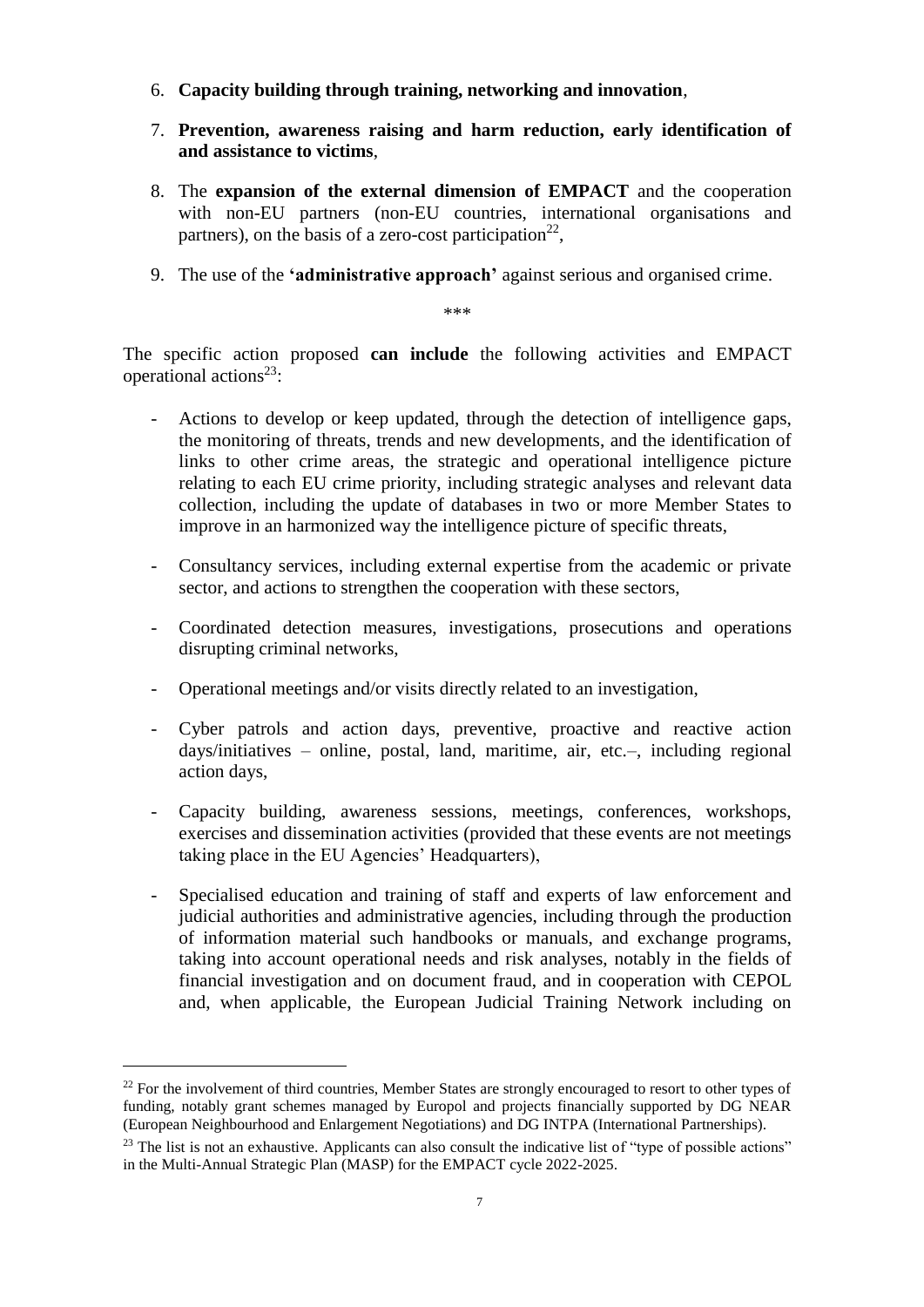6. **Capacity building through training, networking and innovation**,

7. **Prevention, awareness raising and harm reduction, early identification of and assistance to victims**,

8. The **expansion of the external dimension of EMPACT** and the cooperation with non-EU partners (non-EU countries, international organisations and partners), on the basis of a zero-cost participation[22],

9. The use of the **'administrative approach'** against serious and organised crime.

\*\*\*

The specific action proposed **can include** the following activities and EMPACT operational actions[23]:

- Actions to develop or keep updated, through the detection of intelligence gaps, the monitoring of threats, trends and new developments, and the identification of links to other crime areas, the strategic and operational intelligence picture relating to each EU crime priority, including strategic analyses and relevant data collection, including the update of databases in two or more Member States to improve in an harmonized way the intelligence picture of specific threats,

- Consultancy services, including external expertise from the academic or private sector, and actions to strengthen the cooperation with these sectors,

- Coordinated detection measures, investigations, prosecutions and operations disrupting criminal networks,

- Operational meetings and/or visits directly related to an investigation,

- Cyber patrols and action days, preventive, proactive and reactive action days/initiatives – online, postal, land, maritime, air, etc.–, including regional action days,

- Capacity building, awareness sessions, meetings, conferences, workshops, exercises and dissemination activities (provided that these events are not meetings taking place in the EU Agencies' Headquarters),

- Specialised education and training of staff and experts of law enforcement and judicial authorities and administrative agencies, including through the production of information material such handbooks or manuals, and exchange programs, taking into account operational needs and risk analyses, notably in the fields of financial investigation and on document fraud, and in cooperation with CEPOL and, when applicable, the European Judicial Training Network including on

---

[22] For the involvement of third countries, Member States are strongly encouraged to resort to other types of funding, notably grant schemes managed by Europol and projects financially supported by DG NEAR (European Neighbourhood and Enlargement Negotiations) and DG INTPA (International Partnerships).

[23] The list is not an exhaustive. Applicants can also consult the indicative list of "type of possible actions" in the Multi-Annual Strategic Plan (MASP) for the EMPACT cycle 2022-2025.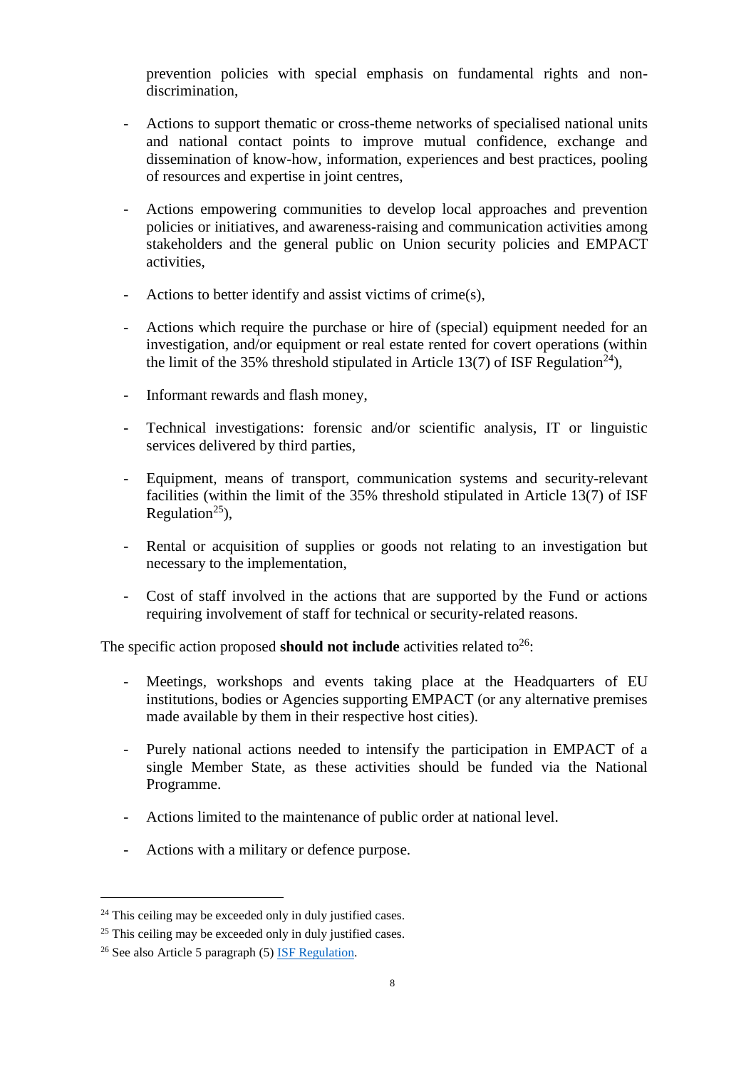prevention policies with special emphasis on fundamental rights and non-discrimination,

- Actions to support thematic or cross-theme networks of specialised national units and national contact points to improve mutual confidence, exchange and dissemination of know-how, information, experiences and best practices, pooling of resources and expertise in joint centres,
- Actions empowering communities to develop local approaches and prevention policies or initiatives, and awareness-raising and communication activities among stakeholders and the general public on Union security policies and EMPACT activities,
- Actions to better identify and assist victims of crime(s),
- Actions which require the purchase or hire of (special) equipment needed for an investigation, and/or equipment or real estate rented for covert operations (within the limit of the 35% threshold stipulated in Article 13(7) of ISF Regulation[24]),
- Informant rewards and flash money,
- Technical investigations: forensic and/or scientific analysis, IT or linguistic services delivered by third parties,
- Equipment, means of transport, communication systems and security-relevant facilities (within the limit of the 35% threshold stipulated in Article 13(7) of ISF Regulation[25]),
- Rental or acquisition of supplies or goods not relating to an investigation but necessary to the implementation,
- Cost of staff involved in the actions that are supported by the Fund or actions requiring involvement of staff for technical or security-related reasons.

The specific action proposed **should not include** activities related to[26]:

- Meetings, workshops and events taking place at the Headquarters of EU institutions, bodies or Agencies supporting EMPACT (or any alternative premises made available by them in their respective host cities).
- Purely national actions needed to intensify the participation in EMPACT of a single Member State, as these activities should be funded via the National Programme.
- Actions limited to the maintenance of public order at national level.
- Actions with a military or defence purpose.

---

[24] This ceiling may be exceeded only in duly justified cases.

[25] This ceiling may be exceeded only in duly justified cases.

[26] See also Article 5 paragraph (5) ISF Regulation.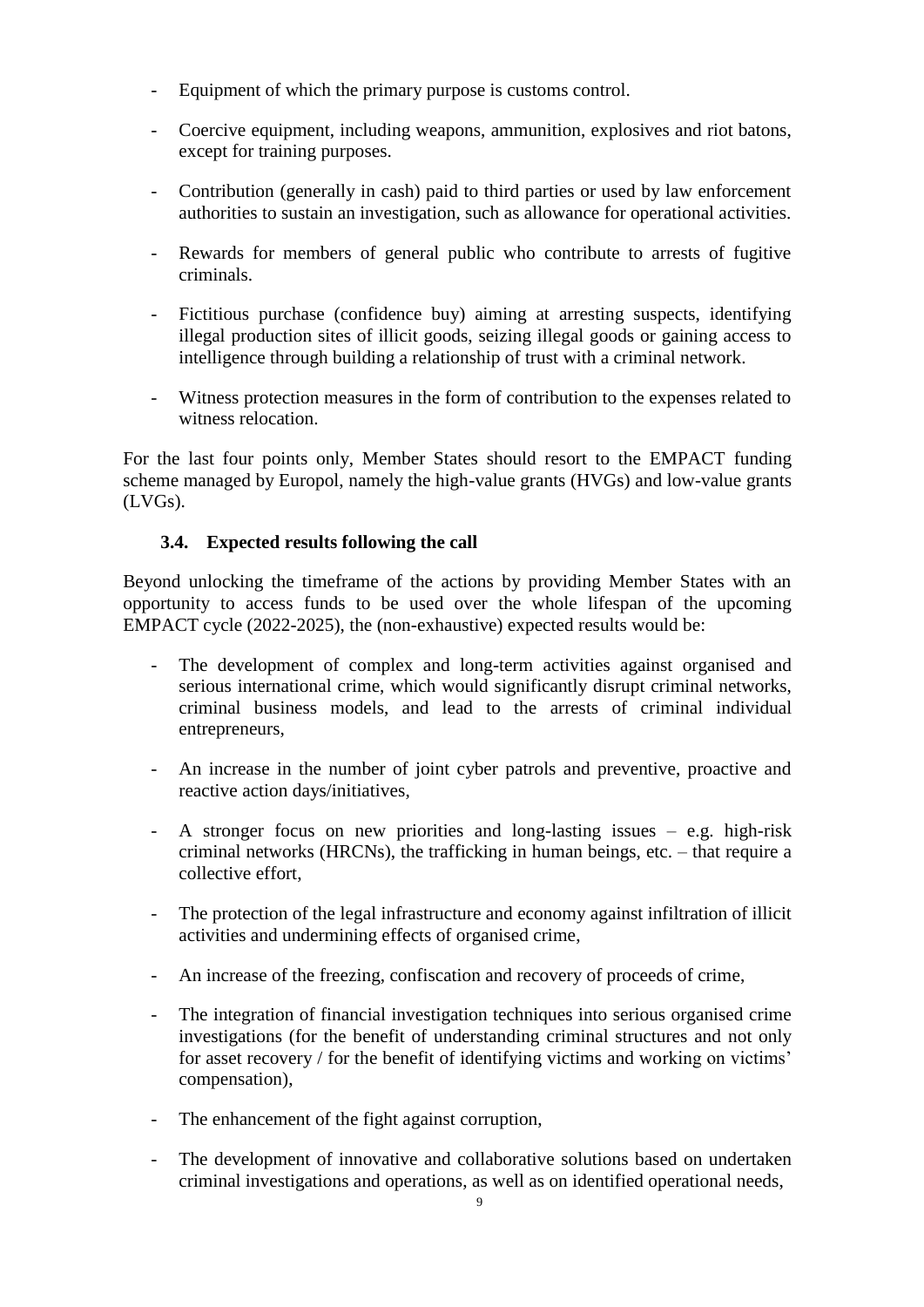- Equipment of which the primary purpose is customs control.
- Coercive equipment, including weapons, ammunition, explosives and riot batons, except for training purposes.
- Contribution (generally in cash) paid to third parties or used by law enforcement authorities to sustain an investigation, such as allowance for operational activities.
- Rewards for members of general public who contribute to arrests of fugitive criminals.
- Fictitious purchase (confidence buy) aiming at arresting suspects, identifying illegal production sites of illicit goods, seizing illegal goods or gaining access to intelligence through building a relationship of trust with a criminal network.
- Witness protection measures in the form of contribution to the expenses related to witness relocation.

For the last four points only, Member States should resort to the EMPACT funding scheme managed by Europol, namely the high-value grants (HVGs) and low-value grants (LVGs).

### 3.4. Expected results following the call

Beyond unlocking the timeframe of the actions by providing Member States with an opportunity to access funds to be used over the whole lifespan of the upcoming EMPACT cycle (2022-2025), the (non-exhaustive) expected results would be:

- The development of complex and long-term activities against organised and serious international crime, which would significantly disrupt criminal networks, criminal business models, and lead to the arrests of criminal individual entrepreneurs,
- An increase in the number of joint cyber patrols and preventive, proactive and reactive action days/initiatives,
- A stronger focus on new priorities and long-lasting issues – e.g. high-risk criminal networks (HRCNs), the trafficking in human beings, etc. – that require a collective effort,
- The protection of the legal infrastructure and economy against infiltration of illicit activities and undermining effects of organised crime,
- An increase of the freezing, confiscation and recovery of proceeds of crime,
- The integration of financial investigation techniques into serious organised crime investigations (for the benefit of understanding criminal structures and not only for asset recovery / for the benefit of identifying victims and working on victims' compensation),
- The enhancement of the fight against corruption,
- The development of innovative and collaborative solutions based on undertaken criminal investigations and operations, as well as on identified operational needs,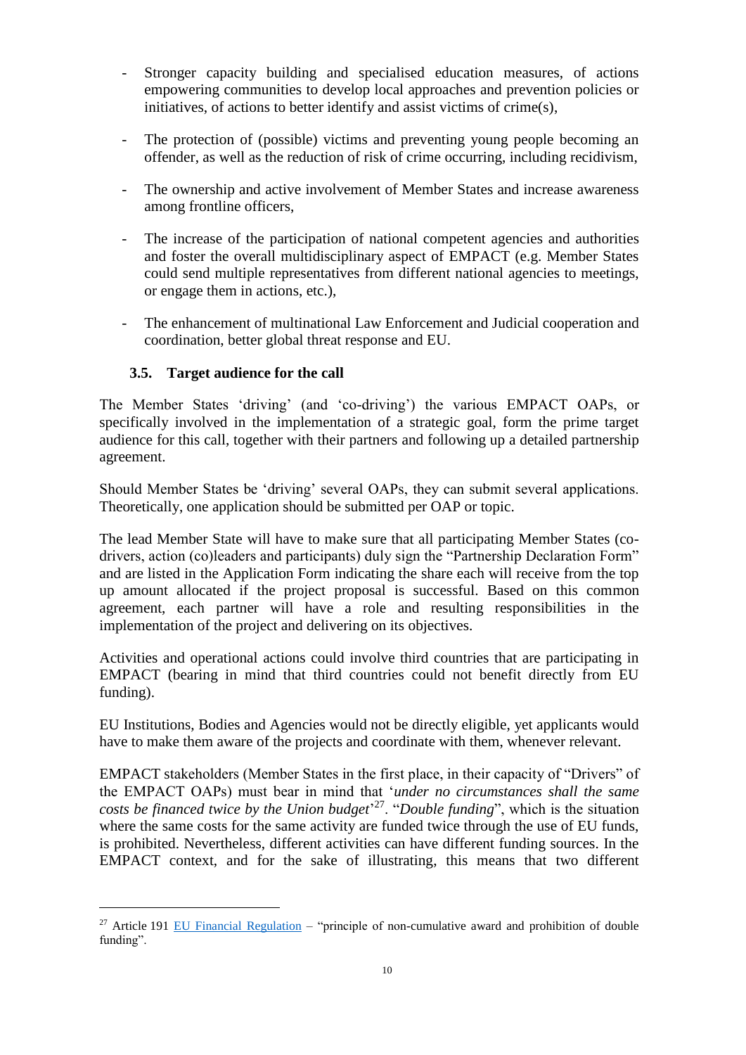- Stronger capacity building and specialised education measures, of actions empowering communities to develop local approaches and prevention policies or initiatives, of actions to better identify and assist victims of crime(s),
- The protection of (possible) victims and preventing young people becoming an offender, as well as the reduction of risk of crime occurring, including recidivism,
- The ownership and active involvement of Member States and increase awareness among frontline officers,
- The increase of the participation of national competent agencies and authorities and foster the overall multidisciplinary aspect of EMPACT (e.g. Member States could send multiple representatives from different national agencies to meetings, or engage them in actions, etc.),
- The enhancement of multinational Law Enforcement and Judicial cooperation and coordination, better global threat response and EU.

### 3.5. Target audience for the call

The Member States 'driving' (and 'co-driving') the various EMPACT OAPs, or specifically involved in the implementation of a strategic goal, form the prime target audience for this call, together with their partners and following up a detailed partnership agreement.

Should Member States be 'driving' several OAPs, they can submit several applications. Theoretically, one application should be submitted per OAP or topic.

The lead Member State will have to make sure that all participating Member States (co-drivers, action (co)leaders and participants) duly sign the "Partnership Declaration Form" and are listed in the Application Form indicating the share each will receive from the top up amount allocated if the project proposal is successful. Based on this common agreement, each partner will have a role and resulting responsibilities in the implementation of the project and delivering on its objectives.

Activities and operational actions could involve third countries that are participating in EMPACT (bearing in mind that third countries could not benefit directly from EU funding).

EU Institutions, Bodies and Agencies would not be directly eligible, yet applicants would have to make them aware of the projects and coordinate with them, whenever relevant.

EMPACT stakeholders (Member States in the first place, in their capacity of "Drivers" of the EMPACT OAPs) must bear in mind that '*under no circumstances shall the same costs be financed twice by the Union budget*'[27]. "*Double funding*", which is the situation where the same costs for the same activity are funded twice through the use of EU funds, is prohibited. Nevertheless, different activities can have different funding sources. In the EMPACT context, and for the sake of illustrating, this means that two different

---

[27] Article 191 EU Financial Regulation – "principle of non-cumulative award and prohibition of double funding".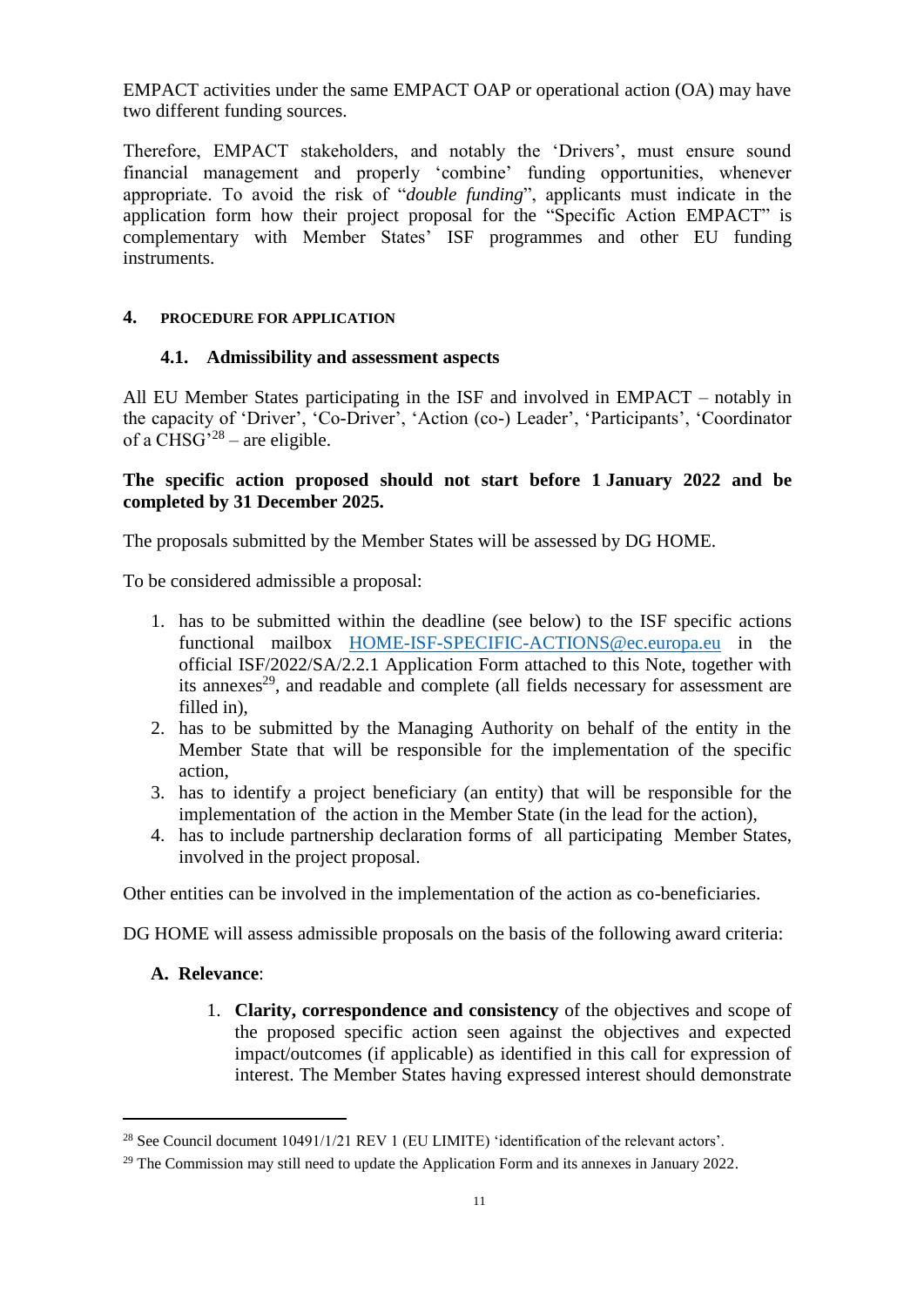EMPACT activities under the same EMPACT OAP or operational action (OA) may have two different funding sources.

Therefore, EMPACT stakeholders, and notably the 'Drivers', must ensure sound financial management and properly 'combine' funding opportunities, whenever appropriate. To avoid the risk of "*double funding*", applicants must indicate in the application form how their project proposal for the "Specific Action EMPACT" is complementary with Member States' ISF programmes and other EU funding instruments.

## 4. PROCEDURE FOR APPLICATION

### 4.1. Admissibility and assessment aspects

All EU Member States participating in the ISF and involved in EMPACT – notably in the capacity of 'Driver', 'Co-Driver', 'Action (co-) Leader', 'Participants', 'Coordinator of a CHSG'[28] – are eligible.

**The specific action proposed should not start before 1 January 2022 and be completed by 31 December 2025.**

The proposals submitted by the Member States will be assessed by DG HOME.

To be considered admissible a proposal:

1. has to be submitted within the deadline (see below) to the ISF specific actions functional mailbox HOME-ISF-SPECIFIC-ACTIONS@ec.europa.eu in the official ISF/2022/SA/2.2.1 Application Form attached to this Note, together with its annexes[29], and readable and complete (all fields necessary for assessment are filled in),
2. has to be submitted by the Managing Authority on behalf of the entity in the Member State that will be responsible for the implementation of the specific action,
3. has to identify a project beneficiary (an entity) that will be responsible for the implementation of the action in the Member State (in the lead for the action),
4. has to include partnership declaration forms of all participating Member States, involved in the project proposal.

Other entities can be involved in the implementation of the action as co-beneficiaries.

DG HOME will assess admissible proposals on the basis of the following award criteria:

**A. Relevance**:

1. **Clarity, correspondence and consistency** of the objectives and scope of the proposed specific action seen against the objectives and expected impact/outcomes (if applicable) as identified in this call for expression of interest. The Member States having expressed interest should demonstrate

---

[28] See Council document 10491/1/21 REV 1 (EU LIMITE) 'identification of the relevant actors'.

[29] The Commission may still need to update the Application Form and its annexes in January 2022.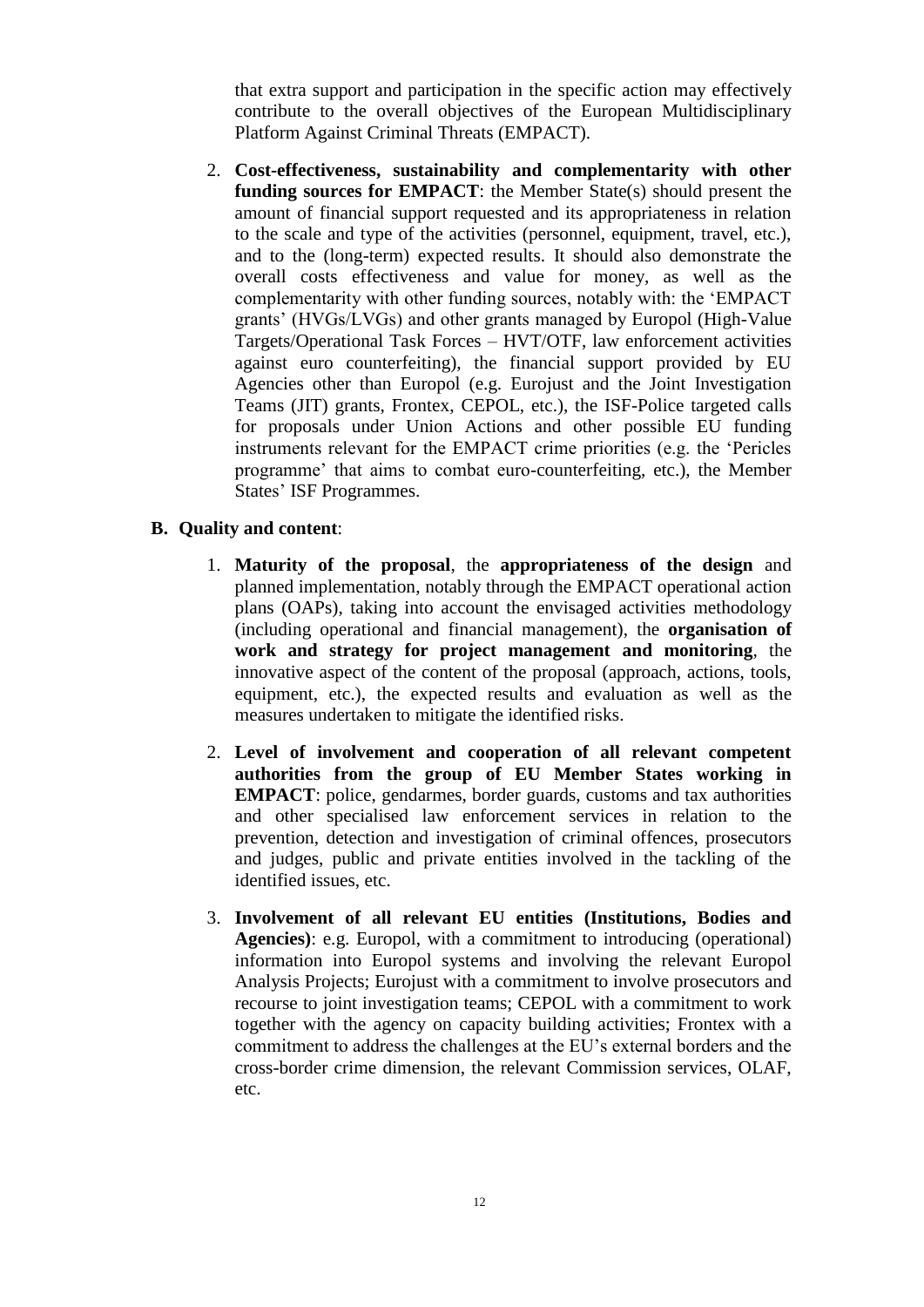that extra support and participation in the specific action may effectively contribute to the overall objectives of the European Multidisciplinary Platform Against Criminal Threats (EMPACT).

2. **Cost-effectiveness, sustainability and complementarity with other funding sources for EMPACT**: the Member State(s) should present the amount of financial support requested and its appropriateness in relation to the scale and type of the activities (personnel, equipment, travel, etc.), and to the (long-term) expected results. It should also demonstrate the overall costs effectiveness and value for money, as well as the complementarity with other funding sources, notably with: the 'EMPACT grants' (HVGs/LVGs) and other grants managed by Europol (High-Value Targets/Operational Task Forces – HVT/OTF, law enforcement activities against euro counterfeiting), the financial support provided by EU Agencies other than Europol (e.g. Eurojust and the Joint Investigation Teams (JIT) grants, Frontex, CEPOL, etc.), the ISF-Police targeted calls for proposals under Union Actions and other possible EU funding instruments relevant for the EMPACT crime priorities (e.g. the 'Pericles programme' that aims to combat euro-counterfeiting, etc.), the Member States' ISF Programmes.

**B. Quality and content**:

1. **Maturity of the proposal**, the **appropriateness of the design** and planned implementation, notably through the EMPACT operational action plans (OAPs), taking into account the envisaged activities methodology (including operational and financial management), the **organisation of work and strategy for project management and monitoring**, the innovative aspect of the content of the proposal (approach, actions, tools, equipment, etc.), the expected results and evaluation as well as the measures undertaken to mitigate the identified risks.

2. **Level of involvement and cooperation of all relevant competent authorities from the group of EU Member States working in EMPACT**: police, gendarmes, border guards, customs and tax authorities and other specialised law enforcement services in relation to the prevention, detection and investigation of criminal offences, prosecutors and judges, public and private entities involved in the tackling of the identified issues, etc.

3. **Involvement of all relevant EU entities (Institutions, Bodies and Agencies)**: e.g. Europol, with a commitment to introducing (operational) information into Europol systems and involving the relevant Europol Analysis Projects; Eurojust with a commitment to involve prosecutors and recourse to joint investigation teams; CEPOL with a commitment to work together with the agency on capacity building activities; Frontex with a commitment to address the challenges at the EU's external borders and the cross-border crime dimension, the relevant Commission services, OLAF, etc.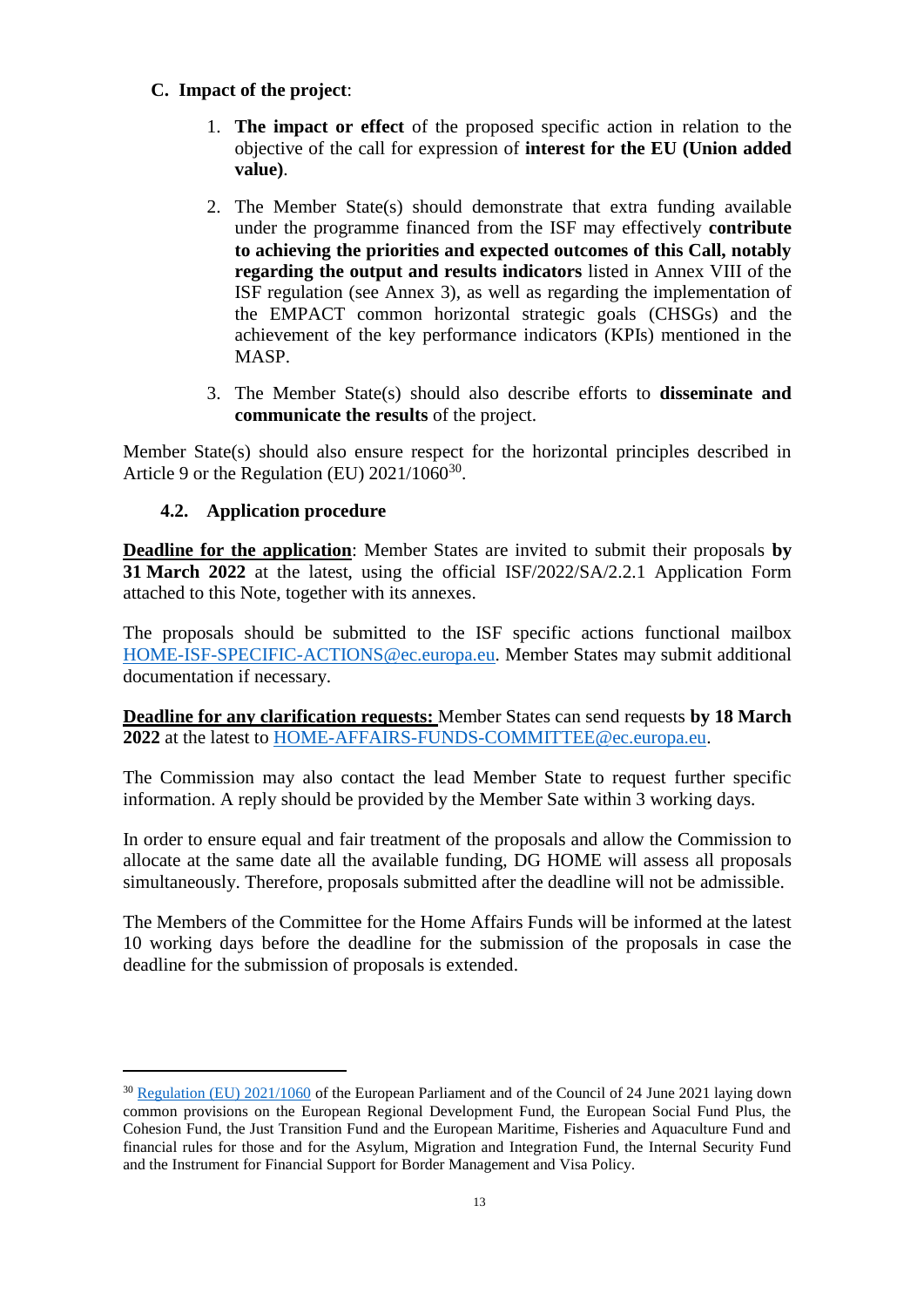**C. Impact of the project**:

1. **The impact or effect** of the proposed specific action in relation to the objective of the call for expression of **interest for the EU (Union added value)**.

2. The Member State(s) should demonstrate that extra funding available under the programme financed from the ISF may effectively **contribute to achieving the priorities and expected outcomes of this Call, notably regarding the output and results indicators** listed in Annex VIII of the ISF regulation (see Annex 3), as well as regarding the implementation of the EMPACT common horizontal strategic goals (CHSGs) and the achievement of the key performance indicators (KPIs) mentioned in the MASP.

3. The Member State(s) should also describe efforts to **disseminate and communicate the results** of the project.

Member State(s) should also ensure respect for the horizontal principles described in Article 9 or the Regulation (EU) 2021/1060[30].

### 4.2. Application procedure

**Deadline for the application**: Member States are invited to submit their proposals **by 31 March 2022** at the latest, using the official ISF/2022/SA/2.2.1 Application Form attached to this Note, together with its annexes.

The proposals should be submitted to the ISF specific actions functional mailbox HOME-ISF-SPECIFIC-ACTIONS@ec.europa.eu. Member States may submit additional documentation if necessary.

**Deadline for any clarification requests:** Member States can send requests **by 18 March 2022** at the latest to HOME-AFFAIRS-FUNDS-COMMITTEE@ec.europa.eu.

The Commission may also contact the lead Member State to request further specific information. A reply should be provided by the Member Sate within 3 working days.

In order to ensure equal and fair treatment of the proposals and allow the Commission to allocate at the same date all the available funding, DG HOME will assess all proposals simultaneously. Therefore, proposals submitted after the deadline will not be admissible.

The Members of the Committee for the Home Affairs Funds will be informed at the latest 10 working days before the deadline for the submission of the proposals in case the deadline for the submission of proposals is extended.

---

[30] Regulation (EU) 2021/1060 of the European Parliament and of the Council of 24 June 2021 laying down common provisions on the European Regional Development Fund, the European Social Fund Plus, the Cohesion Fund, the Just Transition Fund and the European Maritime, Fisheries and Aquaculture Fund and financial rules for those and for the Asylum, Migration and Integration Fund, the Internal Security Fund and the Instrument for Financial Support for Border Management and Visa Policy.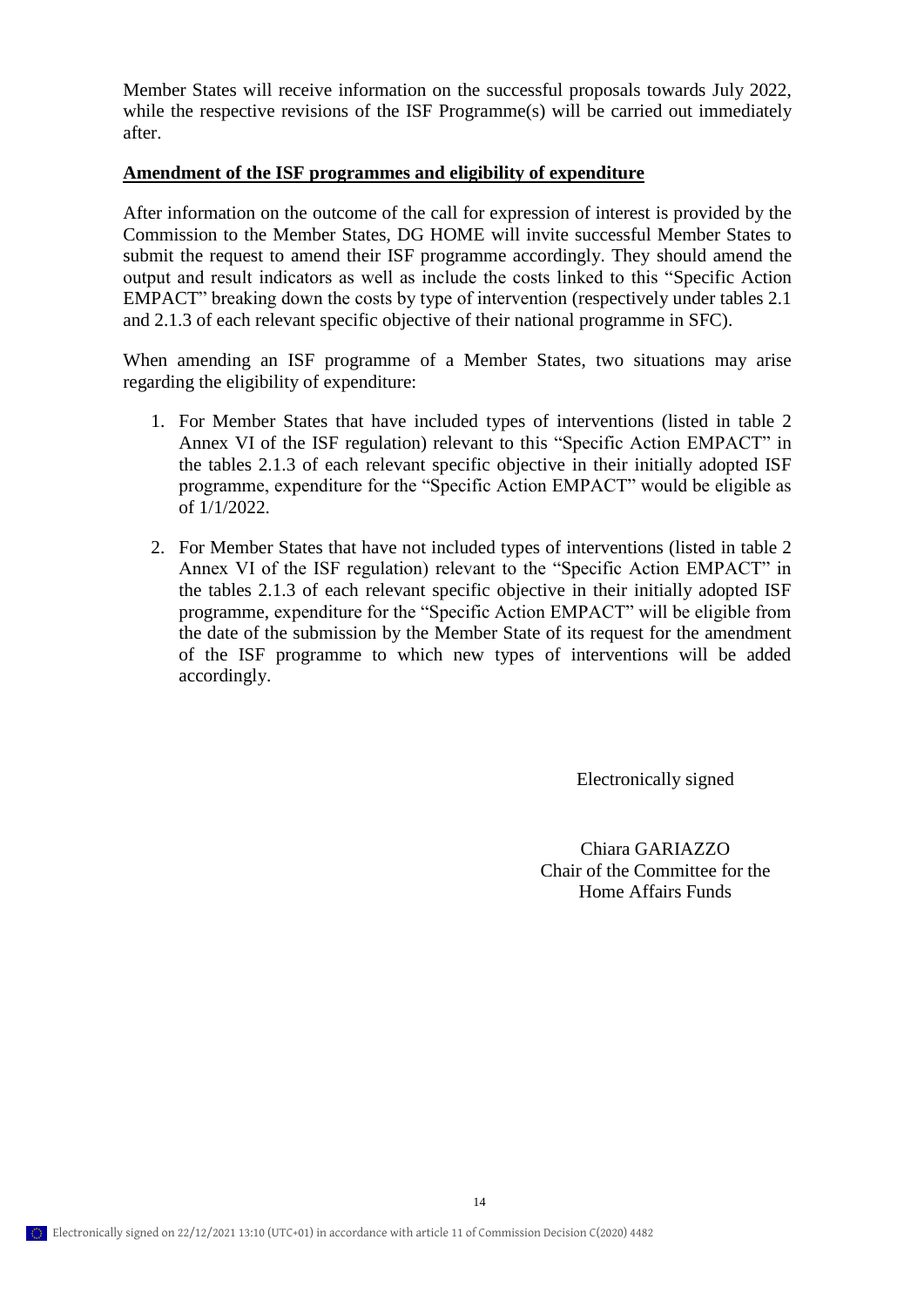Member States will receive information on the successful proposals towards July 2022, while the respective revisions of the ISF Programme(s) will be carried out immediately after.

**Amendment of the ISF programmes and eligibility of expenditure**

After information on the outcome of the call for expression of interest is provided by the Commission to the Member States, DG HOME will invite successful Member States to submit the request to amend their ISF programme accordingly. They should amend the output and result indicators as well as include the costs linked to this "Specific Action EMPACT" breaking down the costs by type of intervention (respectively under tables 2.1 and 2.1.3 of each relevant specific objective of their national programme in SFC).

When amending an ISF programme of a Member States, two situations may arise regarding the eligibility of expenditure:

1. For Member States that have included types of interventions (listed in table 2 Annex VI of the ISF regulation) relevant to this "Specific Action EMPACT" in the tables 2.1.3 of each relevant specific objective in their initially adopted ISF programme, expenditure for the "Specific Action EMPACT" would be eligible as of 1/1/2022.
2. For Member States that have not included types of interventions (listed in table 2 Annex VI of the ISF regulation) relevant to the "Specific Action EMPACT" in the tables 2.1.3 of each relevant specific objective in their initially adopted ISF programme, expenditure for the "Specific Action EMPACT" will be eligible from the date of the submission by the Member State of its request for the amendment of the ISF programme to which new types of interventions will be added accordingly.

Electronically signed

Chiara GARIAZZO
Chair of the Committee for the Home Affairs Funds

Electronically signed on 22/12/2021 13:10 (UTC+01) in accordance with article 11 of Commission Decision C(2020) 4482